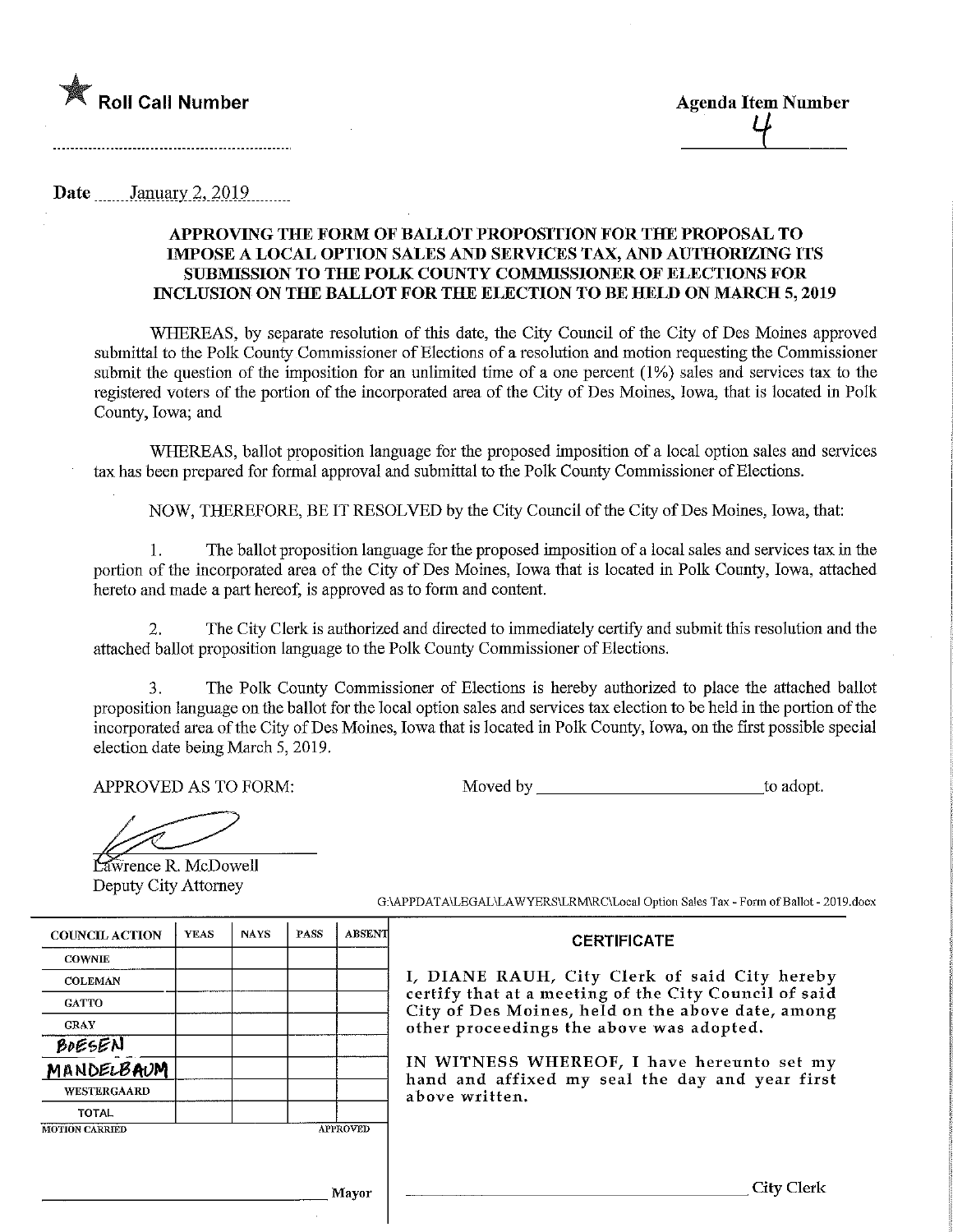★ **Roll Call Number**

**Agenda Item Number**

4

**Date** January 2, 2019

### APPROVING THE FORM OF BALLOT PROPOSITION FOR THE PROPOSAL TO IMPOSE A LOCAL OPTION SALES AND SERVICES TAX, AND AUTHORIZING ITS SUBMISSION TO THE POLK COUNTY COMMISSIONER OF ELECTIONS FOR INCLUSION ON THE BALLOT FOR THE ELECTION TO BE HELD ON MARCH 5, 2019

WHEREAS, by separate resolution of this date, the City Council of the City of Des Moines approved submittal to the Polk County Commissioner of Elections of a resolution and motion requesting the Commissioner submit the question of the imposition for an unlimited time of a one percent (1%) sales and services tax to the registered voters of the portion of the incorporated area of the City of Des Moines, Iowa, that is located in Polk County, Iowa; and

WHEREAS, ballot proposition language for the proposed imposition of a local option sales and services tax has been prepared for formal approval and submittal to the Polk County Commissioner of Elections.

NOW, THEREFORE, BE IT RESOLVED by the City Council of the City of Des Moines, Iowa, that:

1. The ballot proposition language for the proposed imposition of a local sales and services tax in the portion of the incorporated area of the City of Des Moines, Iowa that is located in Polk County, Iowa, attached hereto and made a part hereof, is approved as to form and content.

2. The City Clerk is authorized and directed to immediately certify and submit this resolution and the attached ballot proposition language to the Polk County Commissioner of Elections.

3. The Polk County Commissioner of Elections is hereby authorized to place the attached ballot proposition language on the ballot for the local option sales and services tax election to be held in the portion of the incorporated area of the City of Des Moines, Iowa that is located in Polk County, Iowa, on the first possible special election date being March 5, 2019.

APPROVED AS TO FORM:

Lawrence R. McDowell
Deputy City Attorney

Moved by \_\_\_\_\_\_\_\_\_\_\_\_\_\_\_\_\_\_\_\_\_\_\_\_ to adopt.

G:\APPDATA\LEGAL\LAWYERS\LRM\RC\Local Option Sales Tax - Form of Ballot - 2019.docx

| COUNCIL ACTION | YEAS | NAYS | PASS | ABSENT |
|---|---|---|---|---|
| COWNIE | | | | |
| COLEMAN | | | | |
| GATTO | | | | |
| GRAY | | | | |
| BOESEN | | | | |
| MANDELBAUM | | | | |
| WESTERGAARD | | | | |
| TOTAL | | | | |

MOTION CARRIED APPROVED

\_\_\_\_\_\_\_\_\_\_\_\_\_\_\_\_\_\_\_\_\_\_\_\_ Mayor

**CERTIFICATE**

I, DIANE RAUH, City Clerk of said City hereby certify that at a meeting of the City Council of said City of Des Moines, held on the above date, among other proceedings the above was adopted.

IN WITNESS WHEREOF, I have hereunto set my hand and affixed my seal the day and year first above written.

\_\_\_\_\_\_\_\_\_\_\_\_\_\_\_\_\_\_\_\_\_\_\_\_ City Clerk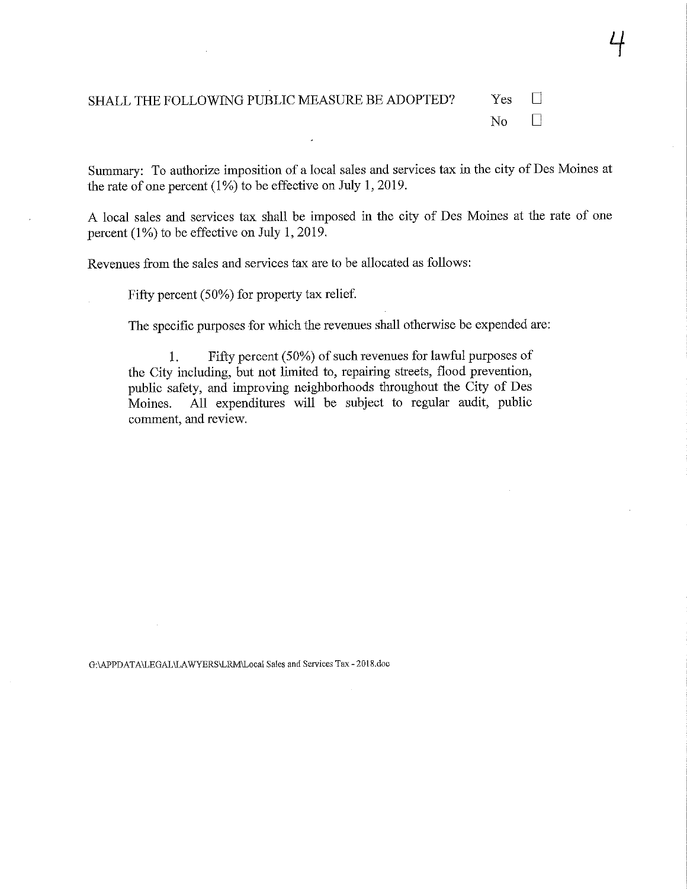SHALL THE FOLLOWING PUBLIC MEASURE BE ADOPTED? Yes ☐

No ☐

Summary: To authorize imposition of a local sales and services tax in the city of Des Moines at the rate of one percent (1%) to be effective on July 1, 2019.

A local sales and services tax shall be imposed in the city of Des Moines at the rate of one percent (1%) to be effective on July 1, 2019.

Revenues from the sales and services tax are to be allocated as follows:

Fifty percent (50%) for property tax relief.

The specific purposes for which the revenues shall otherwise be expended are:

1. Fifty percent (50%) of such revenues for lawful purposes of the City including, but not limited to, repairing streets, flood prevention, public safety, and improving neighborhoods throughout the City of Des Moines. All expenditures will be subject to regular audit, public comment, and review.

G:\APPDATA\LEGAL\LAWYERS\LRM\Local Sales and Services Tax - 2018.doc